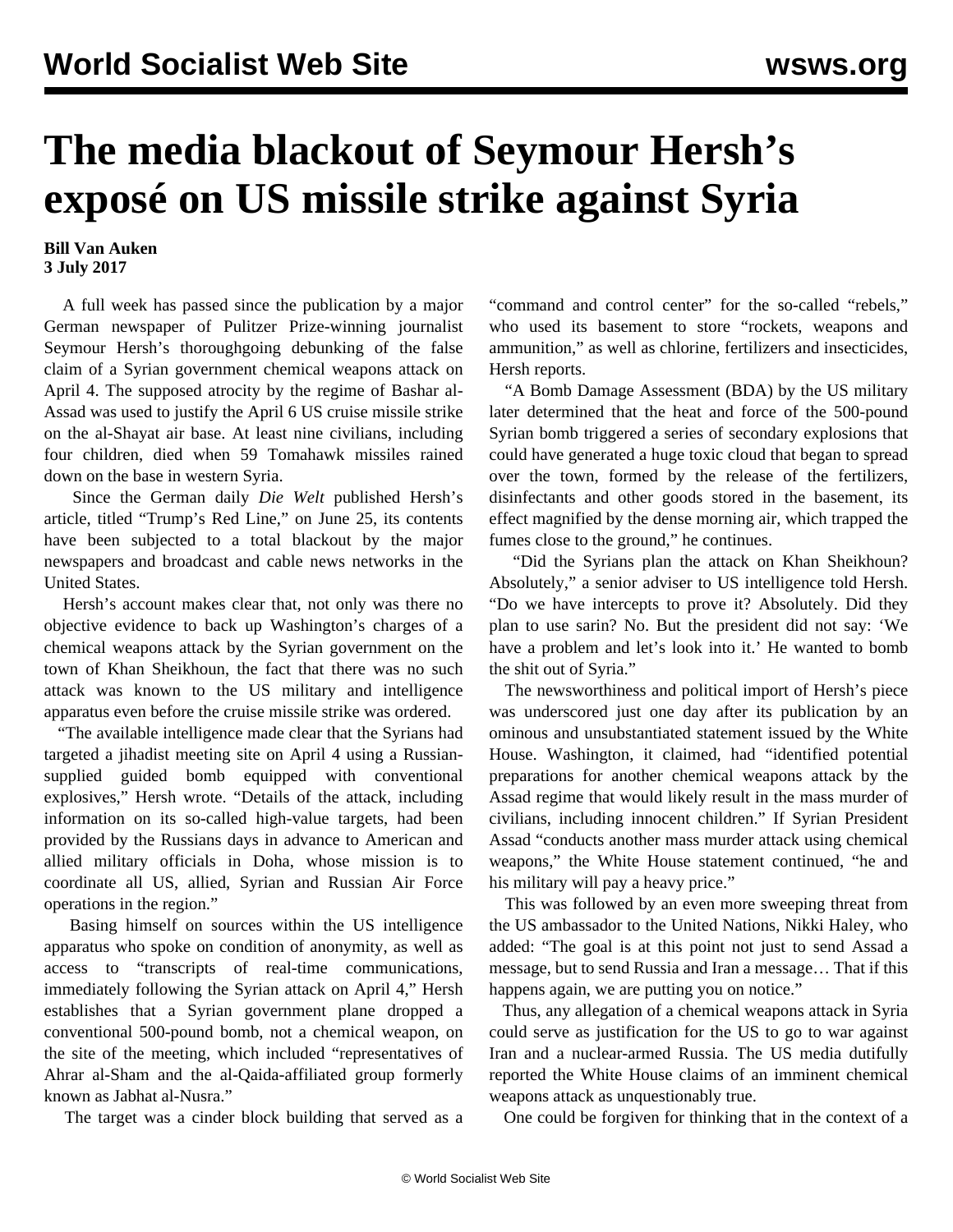# The media blackout of Seymour Hersh's exposé on US missile strike against Syria

**Bill Van Auken**
**3 July 2017**

A full week has passed since the publication by a major German newspaper of Pulitzer Prize-winning journalist Seymour Hersh's thoroughgoing debunking of the false claim of a Syrian government chemical weapons attack on April 4. The supposed atrocity by the regime of Bashar al-Assad was used to justify the April 6 US cruise missile strike on the al-Shayat air base. At least nine civilians, including four children, died when 59 Tomahawk missiles rained down on the base in western Syria.

Since the German daily *Die Welt* published Hersh's article, titled "Trump's Red Line," on June 25, its contents have been subjected to a total blackout by the major newspapers and broadcast and cable news networks in the United States.

Hersh's account makes clear that, not only was there no objective evidence to back up Washington's charges of a chemical weapons attack by the Syrian government on the town of Khan Sheikhoun, the fact that there was no such attack was known to the US military and intelligence apparatus even before the cruise missile strike was ordered.

"The available intelligence made clear that the Syrians had targeted a jihadist meeting site on April 4 using a Russian-supplied guided bomb equipped with conventional explosives," Hersh wrote. "Details of the attack, including information on its so-called high-value targets, had been provided by the Russians days in advance to American and allied military officials in Doha, whose mission is to coordinate all US, allied, Syrian and Russian Air Force operations in the region."

Basing himself on sources within the US intelligence apparatus who spoke on condition of anonymity, as well as access to "transcripts of real-time communications, immediately following the Syrian attack on April 4," Hersh establishes that a Syrian government plane dropped a conventional 500-pound bomb, not a chemical weapon, on the site of the meeting, which included "representatives of Ahrar al-Sham and the al-Qaida-affiliated group formerly known as Jabhat al-Nusra."

The target was a cinder block building that served as a "command and control center" for the so-called "rebels," who used its basement to store "rockets, weapons and ammunition," as well as chlorine, fertilizers and insecticides, Hersh reports.

"A Bomb Damage Assessment (BDA) by the US military later determined that the heat and force of the 500-pound Syrian bomb triggered a series of secondary explosions that could have generated a huge toxic cloud that began to spread over the town, formed by the release of the fertilizers, disinfectants and other goods stored in the basement, its effect magnified by the dense morning air, which trapped the fumes close to the ground," he continues.

"Did the Syrians plan the attack on Khan Sheikhoun? Absolutely," a senior adviser to US intelligence told Hersh. "Do we have intercepts to prove it? Absolutely. Did they plan to use sarin? No. But the president did not say: 'We have a problem and let's look into it.' He wanted to bomb the shit out of Syria."

The newsworthiness and political import of Hersh's piece was underscored just one day after its publication by an ominous and unsubstantiated statement issued by the White House. Washington, it claimed, had "identified potential preparations for another chemical weapons attack by the Assad regime that would likely result in the mass murder of civilians, including innocent children." If Syrian President Assad "conducts another mass murder attack using chemical weapons," the White House statement continued, "he and his military will pay a heavy price."

This was followed by an even more sweeping threat from the US ambassador to the United Nations, Nikki Haley, who added: "The goal is at this point not just to send Assad a message, but to send Russia and Iran a message… That if this happens again, we are putting you on notice."

Thus, any allegation of a chemical weapons attack in Syria could serve as justification for the US to go to war against Iran and a nuclear-armed Russia. The US media dutifully reported the White House claims of an imminent chemical weapons attack as unquestionably true.

One could be forgiven for thinking that in the context of a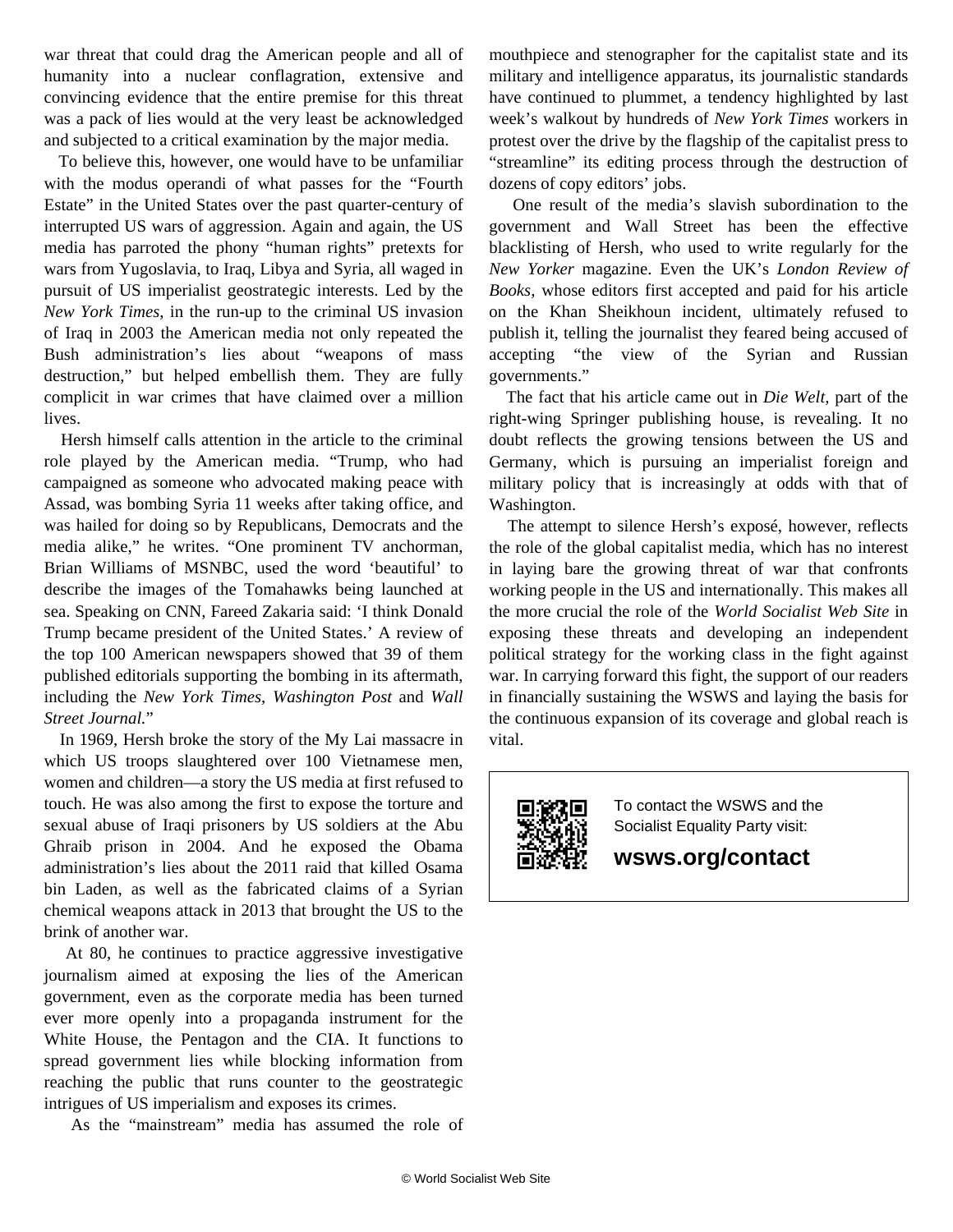war threat that could drag the American people and all of humanity into a nuclear conflagration, extensive and convincing evidence that the entire premise for this threat was a pack of lies would at the very least be acknowledged and subjected to a critical examination by the major media.

To believe this, however, one would have to be unfamiliar with the modus operandi of what passes for the "Fourth Estate" in the United States over the past quarter-century of interrupted US wars of aggression. Again and again, the US media has parroted the phony "human rights" pretexts for wars from Yugoslavia, to Iraq, Libya and Syria, all waged in pursuit of US imperialist geostrategic interests. Led by the *New York Times*, in the run-up to the criminal US invasion of Iraq in 2003 the American media not only repeated the Bush administration's lies about "weapons of mass destruction," but helped embellish them. They are fully complicit in war crimes that have claimed over a million lives.

Hersh himself calls attention in the article to the criminal role played by the American media. "Trump, who had campaigned as someone who advocated making peace with Assad, was bombing Syria 11 weeks after taking office, and was hailed for doing so by Republicans, Democrats and the media alike," he writes. "One prominent TV anchorman, Brian Williams of MSNBC, used the word 'beautiful' to describe the images of the Tomahawks being launched at sea. Speaking on CNN, Fareed Zakaria said: 'I think Donald Trump became president of the United States.' A review of the top 100 American newspapers showed that 39 of them published editorials supporting the bombing in its aftermath, including the *New York Times*, *Washington Post* and *Wall Street Journal.*"

In 1969, Hersh broke the story of the My Lai massacre in which US troops slaughtered over 100 Vietnamese men, women and children—a story the US media at first refused to touch. He was also among the first to expose the torture and sexual abuse of Iraqi prisoners by US soldiers at the Abu Ghraib prison in 2004. And he exposed the Obama administration's lies about the 2011 raid that killed Osama bin Laden, as well as the fabricated claims of a Syrian chemical weapons attack in 2013 that brought the US to the brink of another war.

At 80, he continues to practice aggressive investigative journalism aimed at exposing the lies of the American government, even as the corporate media has been turned ever more openly into a propaganda instrument for the White House, the Pentagon and the CIA. It functions to spread government lies while blocking information from reaching the public that runs counter to the geostrategic intrigues of US imperialism and exposes its crimes.

As the "mainstream" media has assumed the role of mouthpiece and stenographer for the capitalist state and its military and intelligence apparatus, its journalistic standards have continued to plummet, a tendency highlighted by last week's walkout by hundreds of *New York Times* workers in protest over the drive by the flagship of the capitalist press to "streamline" its editing process through the destruction of dozens of copy editors' jobs.

One result of the media's slavish subordination to the government and Wall Street has been the effective blacklisting of Hersh, who used to write regularly for the *New Yorker* magazine. Even the UK's *London Review of Books*, whose editors first accepted and paid for his article on the Khan Sheikhoun incident, ultimately refused to publish it, telling the journalist they feared being accused of accepting "the view of the Syrian and Russian governments."

The fact that his article came out in *Die Welt*, part of the right-wing Springer publishing house, is revealing. It no doubt reflects the growing tensions between the US and Germany, which is pursuing an imperialist foreign and military policy that is increasingly at odds with that of Washington.

The attempt to silence Hersh's exposé, however, reflects the role of the global capitalist media, which has no interest in laying bare the growing threat of war that confronts working people in the US and internationally. This makes all the more crucial the role of the *World Socialist Web Site* in exposing these threats and developing an independent political strategy for the working class in the fight against war. In carrying forward this fight, the support of our readers in financially sustaining the WSWS and laying the basis for the continuous expansion of its coverage and global reach is vital.

To contact the WSWS and the Socialist Equality Party visit:

**wsws.org/contact**